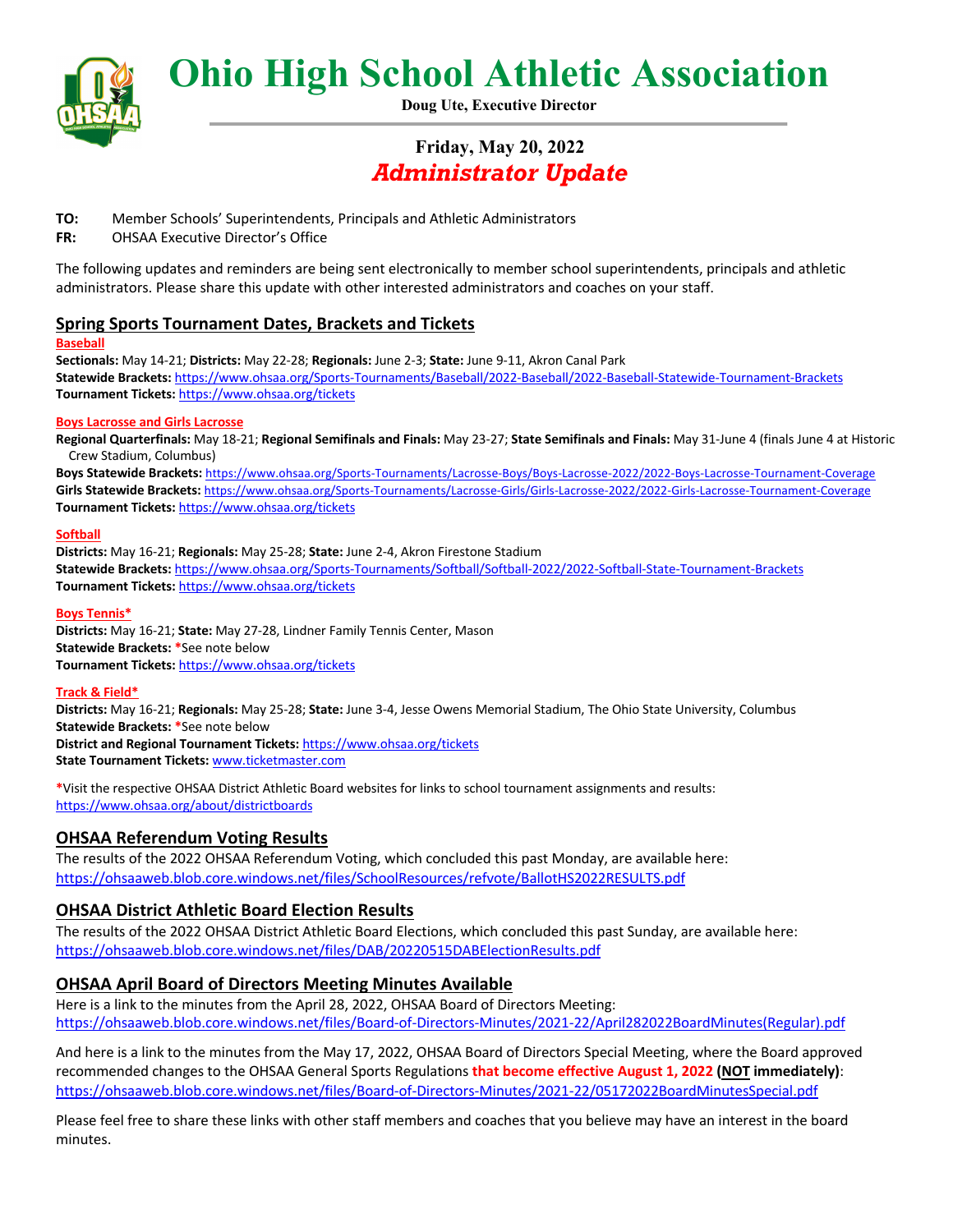# Ohio High School Athletic Association

**Doug Ute, Executive Director**

## Friday, May 20, 2022

## *Administrator Update*

**TO:** Member Schools' Superintendents, Principals and Athletic Administrators

**FR:** OHSAA Executive Director's Office

The following updates and reminders are being sent electronically to member school superintendents, principals and athletic administrators. Please share this update with other interested administrators and coaches on your staff.

## Spring Sports Tournament Dates, Brackets and Tickets

### Baseball

**Sectionals:** May 14-21; **Districts:** May 22-28; **Regionals:** June 2-3; **State:** June 9-11, Akron Canal Park
**Statewide Brackets:** https://www.ohsaa.org/Sports-Tournaments/Baseball/2022-Baseball/2022-Baseball-Statewide-Tournament-Brackets
**Tournament Tickets:** https://www.ohsaa.org/tickets

### Boys Lacrosse and Girls Lacrosse

**Regional Quarterfinals:** May 18-21; **Regional Semifinals and Finals:** May 23-27; **State Semifinals and Finals:** May 31-June 4 (finals June 4 at Historic Crew Stadium, Columbus)
**Boys Statewide Brackets:** https://www.ohsaa.org/Sports-Tournaments/Lacrosse-Boys/Boys-Lacrosse-2022/2022-Boys-Lacrosse-Tournament-Coverage
**Girls Statewide Brackets:** https://www.ohsaa.org/Sports-Tournaments/Lacrosse-Girls/Girls-Lacrosse-2022/2022-Girls-Lacrosse-Tournament-Coverage
**Tournament Tickets:** https://www.ohsaa.org/tickets

### Softball

**Districts:** May 16-21; **Regionals:** May 25-28; **State:** June 2-4, Akron Firestone Stadium
**Statewide Brackets:** https://www.ohsaa.org/Sports-Tournaments/Softball/Softball-2022/2022-Softball-State-Tournament-Brackets
**Tournament Tickets:** https://www.ohsaa.org/tickets

### Boys Tennis*

**Districts:** May 16-21; **State:** May 27-28, Lindner Family Tennis Center, Mason
**Statewide Brackets:** *See note below
**Tournament Tickets:** https://www.ohsaa.org/tickets

### Track & Field*

**Districts:** May 16-21; **Regionals:** May 25-28; **State:** June 3-4, Jesse Owens Memorial Stadium, The Ohio State University, Columbus
**Statewide Brackets:** *See note below
**District and Regional Tournament Tickets:** https://www.ohsaa.org/tickets
**State Tournament Tickets:** www.ticketmaster.com

*Visit the respective OHSAA District Athletic Board websites for links to school tournament assignments and results:
https://www.ohsaa.org/about/districtboards

## OHSAA Referendum Voting Results

The results of the 2022 OHSAA Referendum Voting, which concluded this past Monday, are available here:
https://ohsaaweb.blob.core.windows.net/files/SchoolResources/refvote/BallotHS2022RESULTS.pdf

## OHSAA District Athletic Board Election Results

The results of the 2022 OHSAA District Athletic Board Elections, which concluded this past Sunday, are available here:
https://ohsaaweb.blob.core.windows.net/files/DAB/20220515DABElectionResults.pdf

## OHSAA April Board of Directors Meeting Minutes Available

Here is a link to the minutes from the April 28, 2022, OHSAA Board of Directors Meeting:
https://ohsaaweb.blob.core.windows.net/files/Board-of-Directors-Minutes/2021-22/April282022BoardMinutes(Regular).pdf

And here is a link to the minutes from the May 17, 2022, OHSAA Board of Directors Special Meeting, where the Board approved recommended changes to the OHSAA General Sports Regulations **that become effective August 1, 2022** **(NOT immediately)**:
https://ohsaaweb.blob.core.windows.net/files/Board-of-Directors-Minutes/2021-22/05172022BoardMinutesSpecial.pdf

Please feel free to share these links with other staff members and coaches that you believe may have an interest in the board minutes.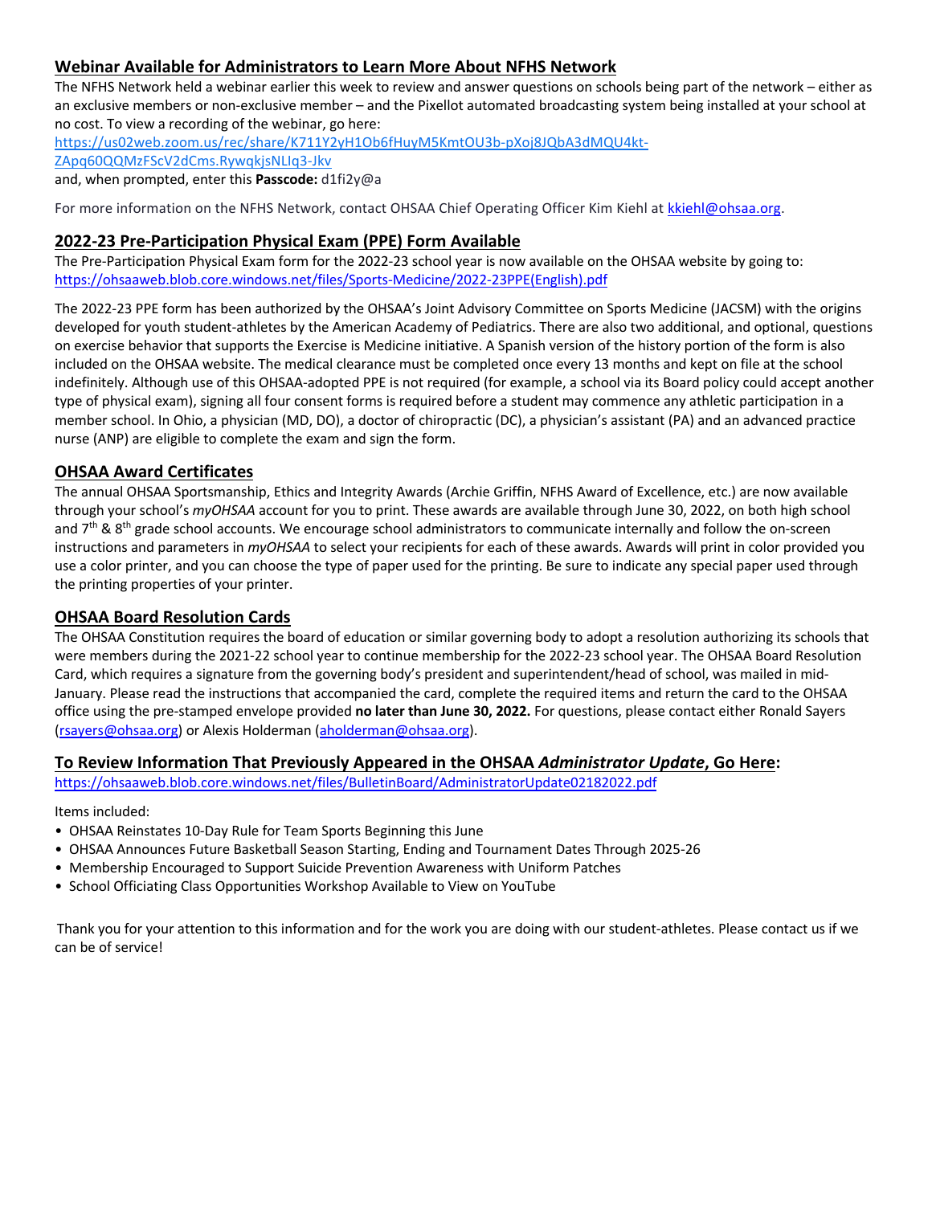## Webinar Available for Administrators to Learn More About NFHS Network

The NFHS Network held a webinar earlier this week to review and answer questions on schools being part of the network – either as an exclusive members or non-exclusive member – and the Pixellot automated broadcasting system being installed at your school at no cost. To view a recording of the webinar, go here: https://us02web.zoom.us/rec/share/K711Y2yH1Ob6fHuyM5KmtOU3b-pXoj8JQbA3dMQU4kt-ZApq60QQMzFScV2dCms.RywqkjsNLIq3-Jkv and, when prompted, enter this **Passcode:** d1fi2y@a

For more information on the NFHS Network, contact OHSAA Chief Operating Officer Kim Kiehl at kkiehl@ohsaa.org.

## 2022-23 Pre-Participation Physical Exam (PPE) Form Available

The Pre-Participation Physical Exam form for the 2022-23 school year is now available on the OHSAA website by going to: https://ohsaaweb.blob.core.windows.net/files/Sports-Medicine/2022-23PPE(English).pdf

The 2022-23 PPE form has been authorized by the OHSAA's Joint Advisory Committee on Sports Medicine (JACSM) with the origins developed for youth student-athletes by the American Academy of Pediatrics. There are also two additional, and optional, questions on exercise behavior that supports the Exercise is Medicine initiative. A Spanish version of the history portion of the form is also included on the OHSAA website. The medical clearance must be completed once every 13 months and kept on file at the school indefinitely. Although use of this OHSAA-adopted PPE is not required (for example, a school via its Board policy could accept another type of physical exam), signing all four consent forms is required before a student may commence any athletic participation in a member school. In Ohio, a physician (MD, DO), a doctor of chiropractic (DC), a physician's assistant (PA) and an advanced practice nurse (ANP) are eligible to complete the exam and sign the form.

## OHSAA Award Certificates

The annual OHSAA Sportsmanship, Ethics and Integrity Awards (Archie Griffin, NFHS Award of Excellence, etc.) are now available through your school's *myOHSAA* account for you to print. These awards are available through June 30, 2022, on both high school and 7th & 8th grade school accounts. We encourage school administrators to communicate internally and follow the on-screen instructions and parameters in *myOHSAA* to select your recipients for each of these awards. Awards will print in color provided you use a color printer, and you can choose the type of paper used for the printing. Be sure to indicate any special paper used through the printing properties of your printer.

## OHSAA Board Resolution Cards

The OHSAA Constitution requires the board of education or similar governing body to adopt a resolution authorizing its schools that were members during the 2021-22 school year to continue membership for the 2022-23 school year. The OHSAA Board Resolution Card, which requires a signature from the governing body's president and superintendent/head of school, was mailed in mid-January. Please read the instructions that accompanied the card, complete the required items and return the card to the OHSAA office using the pre-stamped envelope provided **no later than June 30, 2022.** For questions, please contact either Ronald Sayers (rsayers@ohsaa.org) or Alexis Holderman (aholderman@ohsaa.org).

## To Review Information That Previously Appeared in the OHSAA *Administrator Update*, Go Here:

https://ohsaaweb.blob.core.windows.net/files/BulletinBoard/AdministratorUpdate02182022.pdf

Items included:

- OHSAA Reinstates 10-Day Rule for Team Sports Beginning this June
- OHSAA Announces Future Basketball Season Starting, Ending and Tournament Dates Through 2025-26
- Membership Encouraged to Support Suicide Prevention Awareness with Uniform Patches
- School Officiating Class Opportunities Workshop Available to View on YouTube

Thank you for your attention to this information and for the work you are doing with our student-athletes. Please contact us if we can be of service!